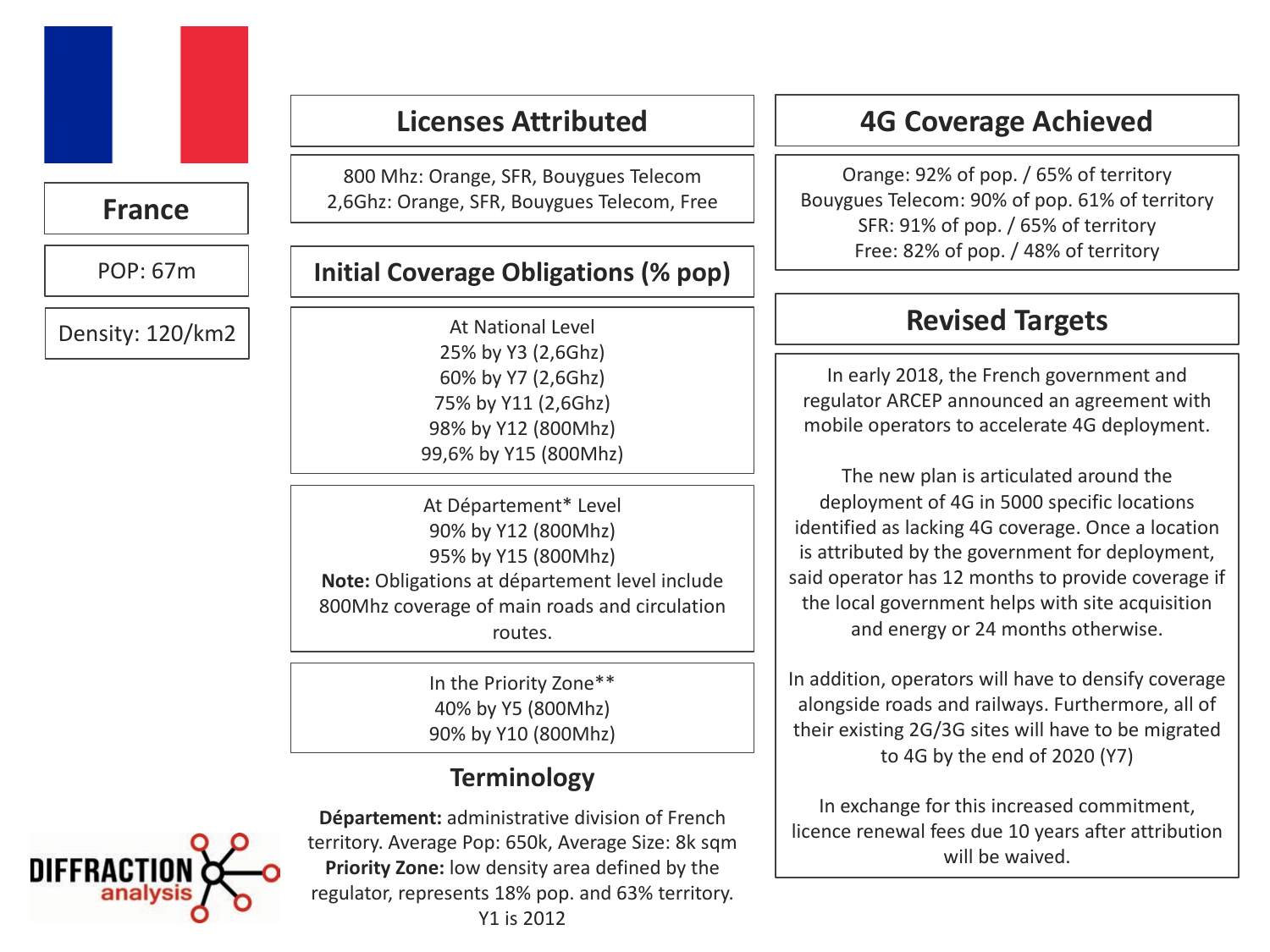# France

POP: 67m

Density: 120/km2

## Licenses Attributed

800 Mhz: Orange, SFR, Bouygues Telecom
2,6Ghz: Orange, SFR, Bouygues Telecom, Free

## Initial Coverage Obligations (% pop)

At National Level
25% by Y3 (2,6Ghz)
60% by Y7 (2,6Ghz)
75% by Y11 (2,6Ghz)
98% by Y12 (800Mhz)
99,6% by Y15 (800Mhz)

At Département* Level
90% by Y12 (800Mhz)
95% by Y15 (800Mhz)
**Note:** Obligations at département level include 800Mhz coverage of main roads and circulation routes.

In the Priority Zone**
40% by Y5 (800Mhz)
90% by Y10 (800Mhz)

## Terminology

**Département:** administrative division of French territory. Average Pop: 650k, Average Size: 8k sqm
**Priority Zone:** low density area defined by the regulator, represents 18% pop. and 63% territory.
Y1 is 2012

## 4G Coverage Achieved

Orange: 92% of pop. / 65% of territory
Bouygues Telecom: 90% of pop. 61% of territory
SFR: 91% of pop. / 65% of territory
Free: 82% of pop. / 48% of territory

## Revised Targets

In early 2018, the French government and regulator ARCEP announced an agreement with mobile operators to accelerate 4G deployment.

The new plan is articulated around the deployment of 4G in 5000 specific locations identified as lacking 4G coverage. Once a location is attributed by the government for deployment, said operator has 12 months to provide coverage if the local government helps with site acquisition and energy or 24 months otherwise.

In addition, operators will have to densify coverage alongside roads and railways. Furthermore, all of their existing 2G/3G sites will have to be migrated to 4G by the end of 2020 (Y7)

In exchange for this increased commitment, licence renewal fees due 10 years after attribution will be waived.

DIFFRACTION analysis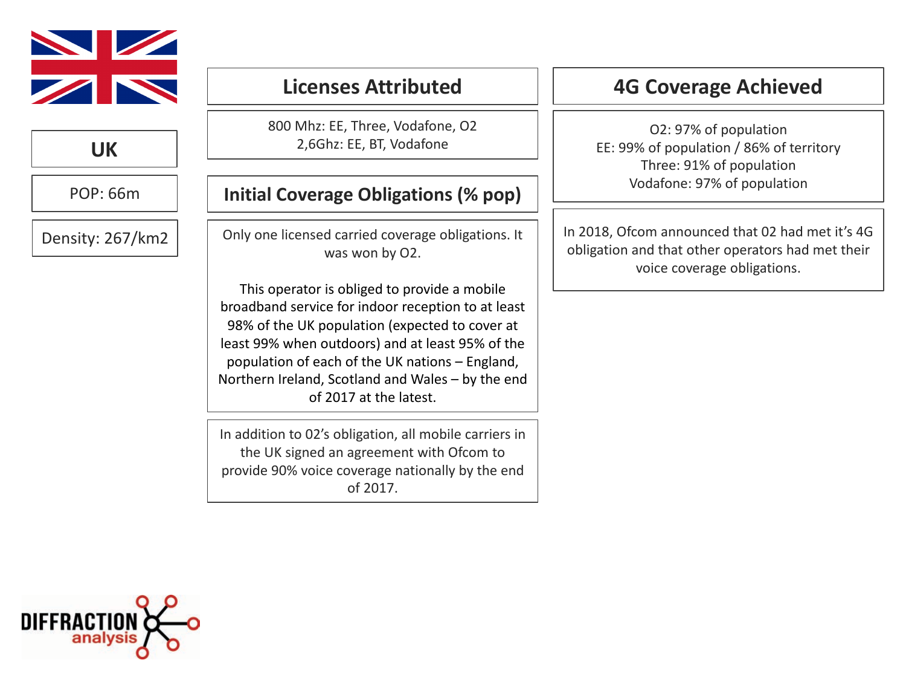## UK

POP: 66m

Density: 267/km2

## Licenses Attributed

800 Mhz: EE, Three, Vodafone, O2
2,6Ghz: EE, BT, Vodafone

## Initial Coverage Obligations (% pop)

Only one licensed carried coverage obligations. It was won by O2.

This operator is obliged to provide a mobile broadband service for indoor reception to at least 98% of the UK population (expected to cover at least 99% when outdoors) and at least 95% of the population of each of the UK nations – England, Northern Ireland, Scotland and Wales – by the end of 2017 at the latest.

In addition to 02's obligation, all mobile carriers in the UK signed an agreement with Ofcom to provide 90% voice coverage nationally by the end of 2017.

## 4G Coverage Achieved

O2: 97% of population
EE: 99% of population / 86% of territory
Three: 91% of population
Vodafone: 97% of population

In 2018, Ofcom announced that 02 had met it's 4G obligation and that other operators had met their voice coverage obligations.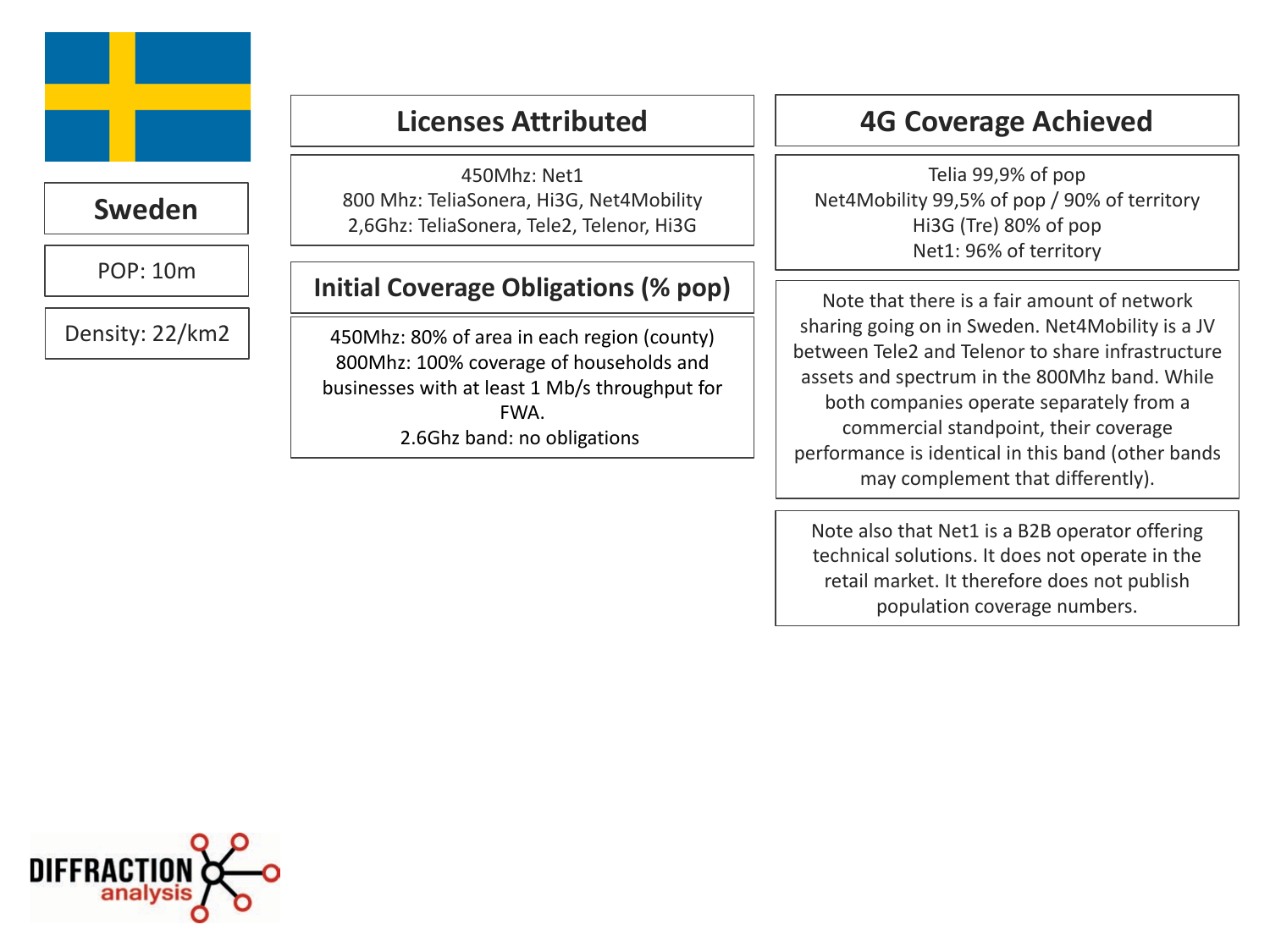# Sweden

POP: 10m

Density: 22/km2

## Licenses Attributed

450Mhz: Net1
800 Mhz: TeliaSonera, Hi3G, Net4Mobility
2,6Ghz: TeliaSonera, Tele2, Telenor, Hi3G

## Initial Coverage Obligations (% pop)

450Mhz: 80% of area in each region (county)
800Mhz: 100% coverage of households and businesses with at least 1 Mb/s throughput for FWA.
2.6Ghz band: no obligations

## 4G Coverage Achieved

Telia 99,9% of pop
Net4Mobility 99,5% of pop / 90% of territory
Hi3G (Tre) 80% of pop
Net1: 96% of territory

Note that there is a fair amount of network sharing going on in Sweden. Net4Mobility is a JV between Tele2 and Telenor to share infrastructure assets and spectrum in the 800Mhz band. While both companies operate separately from a commercial standpoint, their coverage performance is identical in this band (other bands may complement that differently).

Note also that Net1 is a B2B operator offering technical solutions. It does not operate in the retail market. It therefore does not publish population coverage numbers.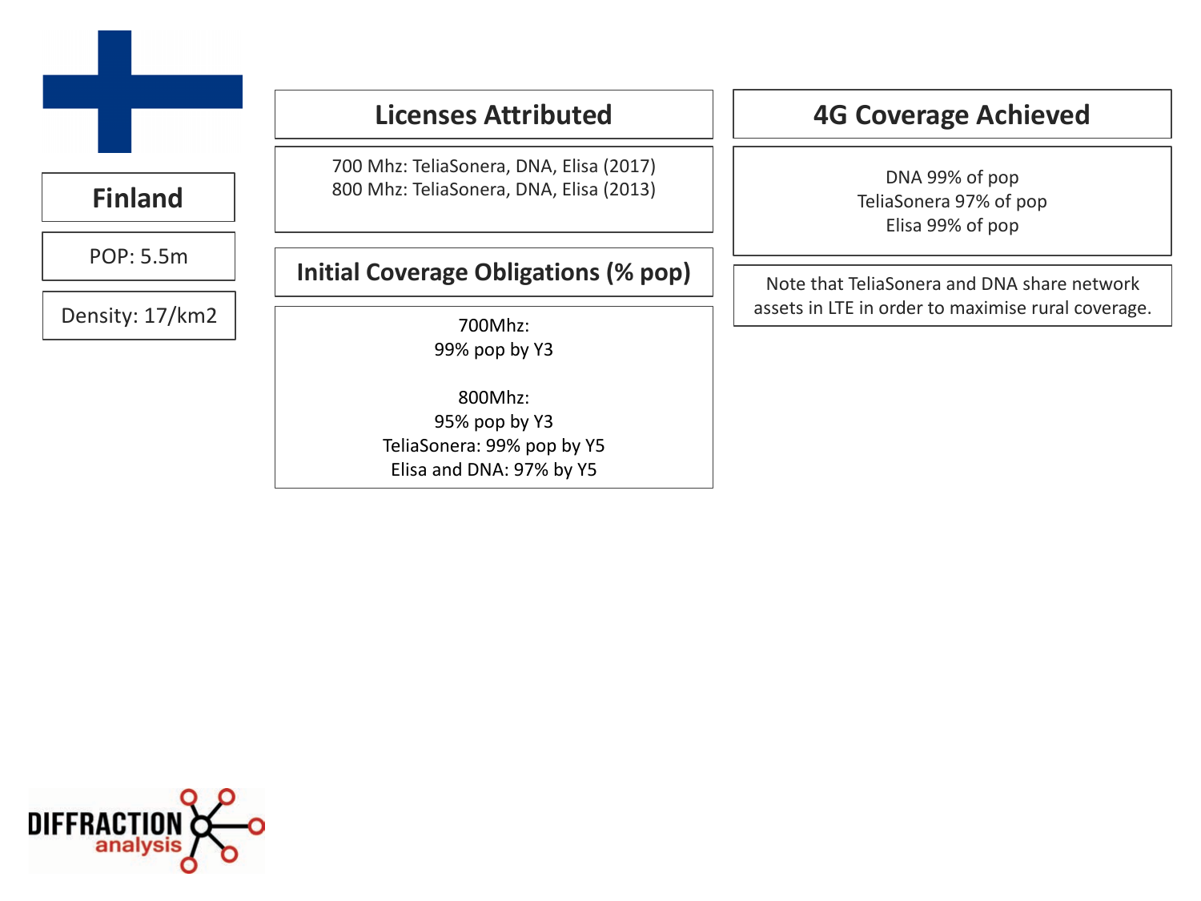## Finland

POP: 5.5m

Density: 17/km2

### Licenses Attributed

700 Mhz: TeliaSonera, DNA, Elisa (2017)
800 Mhz: TeliaSonera, DNA, Elisa (2013)

### Initial Coverage Obligations (% pop)

700Mhz:
99% pop by Y3

800Mhz:
95% pop by Y3
TeliaSonera: 99% pop by Y5
Elisa and DNA: 97% by Y5

### 4G Coverage Achieved

DNA 99% of pop
TeliaSonera 97% of pop
Elisa 99% of pop

Note that TeliaSonera and DNA share network assets in LTE in order to maximise rural coverage.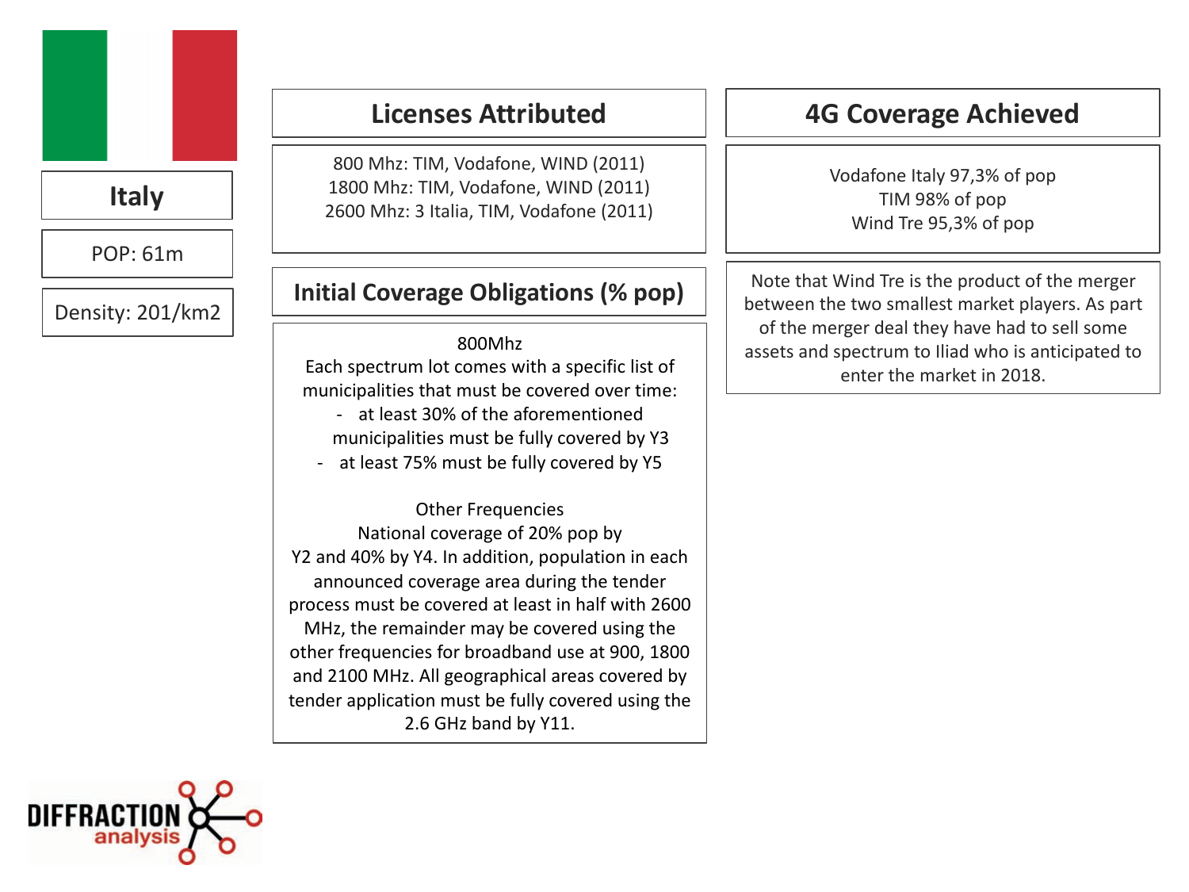# Italy

POP: 61m

Density: 201/km2

## Licenses Attributed

800 Mhz: TIM, Vodafone, WIND (2011)
1800 Mhz: TIM, Vodafone, WIND (2011)
2600 Mhz: 3 Italia, TIM, Vodafone (2011)

## Initial Coverage Obligations (% pop)

800Mhz

Each spectrum lot comes with a specific list of municipalities that must be covered over time:

- at least 30% of the aforementioned municipalities must be fully covered by Y3
- at least 75% must be fully covered by Y5

Other Frequencies

National coverage of 20% pop by Y2 and 40% by Y4. In addition, population in each announced coverage area during the tender process must be covered at least in half with 2600 MHz, the remainder may be covered using the other frequencies for broadband use at 900, 1800 and 2100 MHz. All geographical areas covered by tender application must be fully covered using the 2.6 GHz band by Y11.

## 4G Coverage Achieved

Vodafone Italy 97,3% of pop
TIM 98% of pop
Wind Tre 95,3% of pop

Note that Wind Tre is the product of the merger between the two smallest market players. As part of the merger deal they have had to sell some assets and spectrum to Iliad who is anticipated to enter the market in 2018.

DIFFRACTION analysis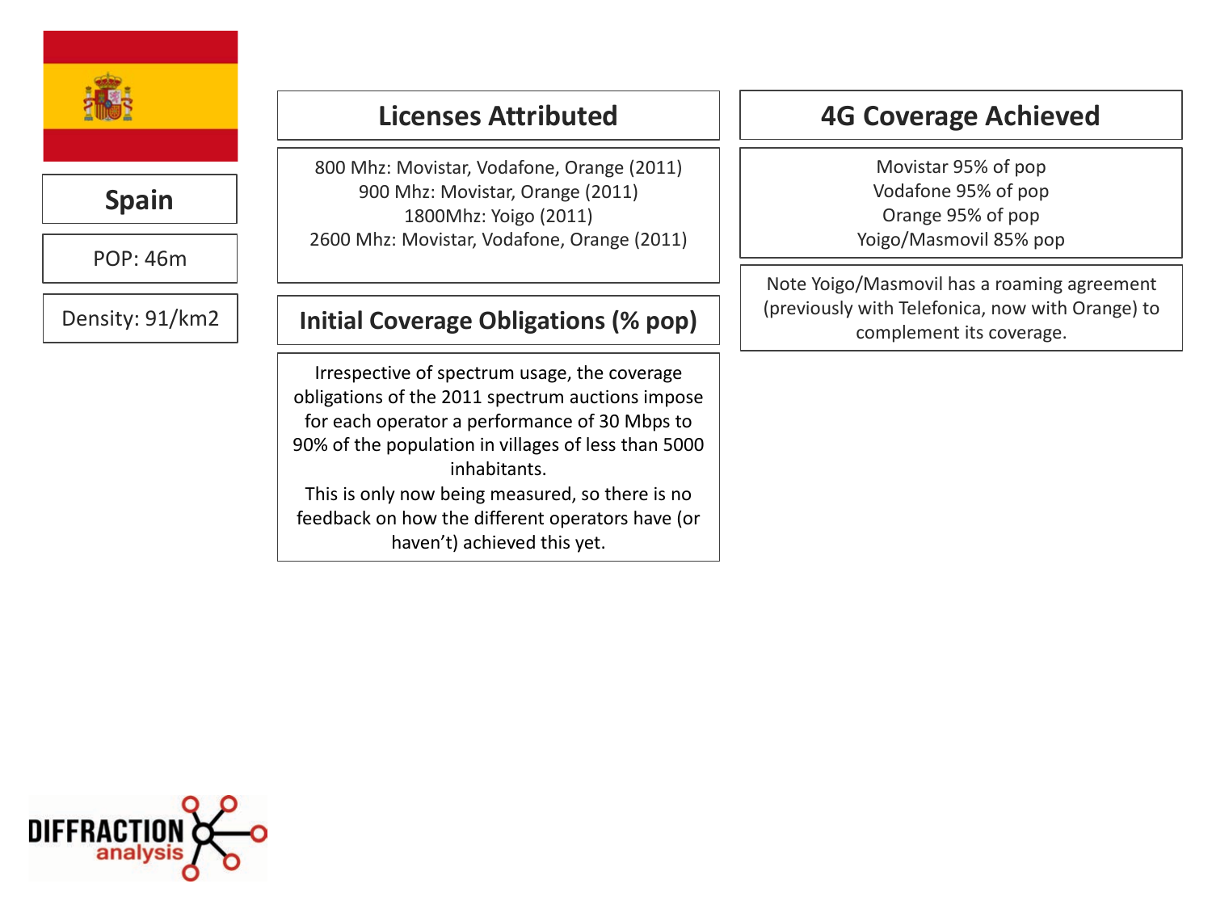# Spain

POP: 46m

Density: 91/km2

## Licenses Attributed

800 Mhz: Movistar, Vodafone, Orange (2011)
900 Mhz: Movistar, Orange (2011)
1800Mhz: Yoigo (2011)
2600 Mhz: Movistar, Vodafone, Orange (2011)

## Initial Coverage Obligations (% pop)

Irrespective of spectrum usage, the coverage obligations of the 2011 spectrum auctions impose for each operator a performance of 30 Mbps to 90% of the population in villages of less than 5000 inhabitants.

This is only now being measured, so there is no feedback on how the different operators have (or haven't) achieved this yet.

## 4G Coverage Achieved

Movistar 95% of pop
Vodafone 95% of pop
Orange 95% of pop
Yoigo/Masmovil 85% pop

Note Yoigo/Masmovil has a roaming agreement (previously with Telefonica, now with Orange) to complement its coverage.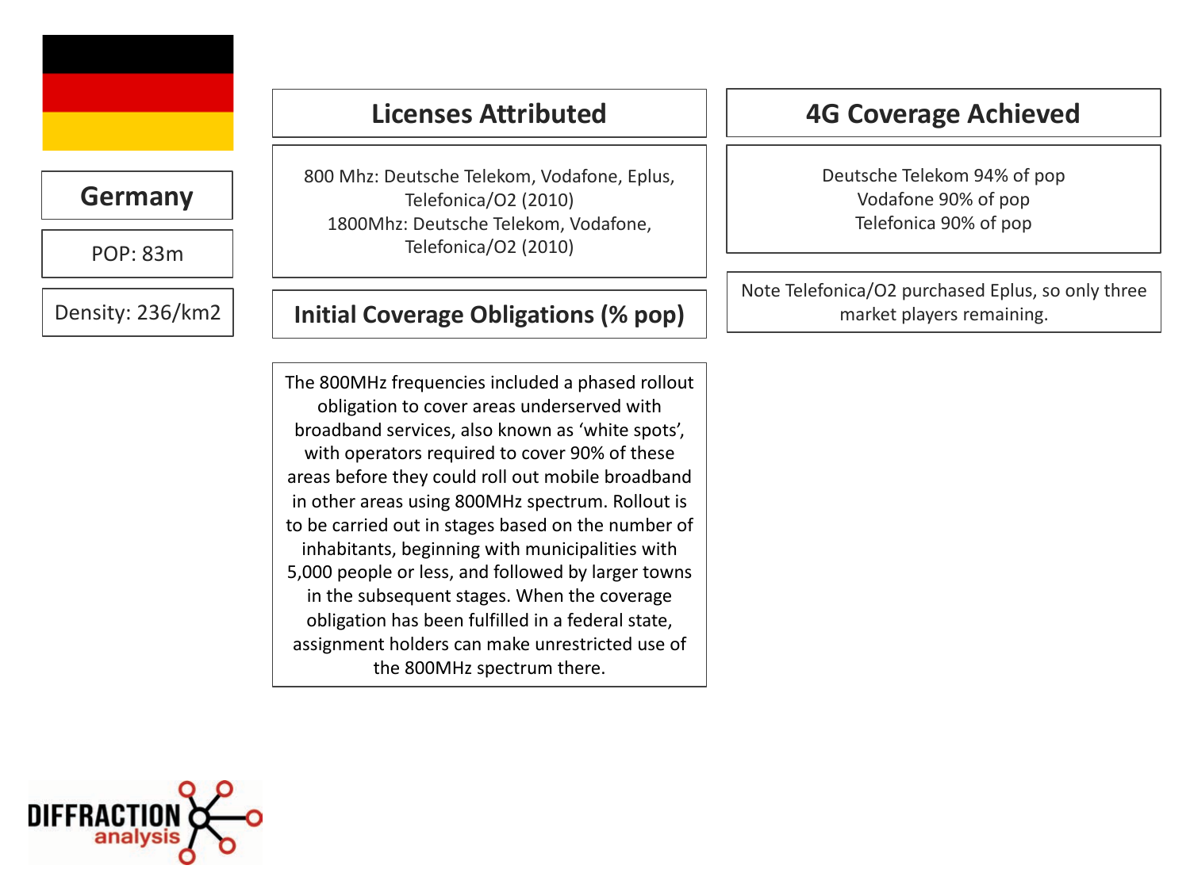# Germany

POP: 83m

Density: 236/km2

## Licenses Attributed

800 Mhz: Deutsche Telekom, Vodafone, Eplus, Telefonica/O2 (2010)
1800Mhz: Deutsche Telekom, Vodafone, Telefonica/O2 (2010)

## Initial Coverage Obligations (% pop)

The 800MHz frequencies included a phased rollout obligation to cover areas underserved with broadband services, also known as 'white spots', with operators required to cover 90% of these areas before they could roll out mobile broadband in other areas using 800MHz spectrum. Rollout is to be carried out in stages based on the number of inhabitants, beginning with municipalities with 5,000 people or less, and followed by larger towns in the subsequent stages. When the coverage obligation has been fulfilled in a federal state, assignment holders can make unrestricted use of the 800MHz spectrum there.

## 4G Coverage Achieved

Deutsche Telekom 94% of pop
Vodafone 90% of pop
Telefonica 90% of pop

Note Telefonica/O2 purchased Eplus, so only three market players remaining.

DIFFRACTION analysis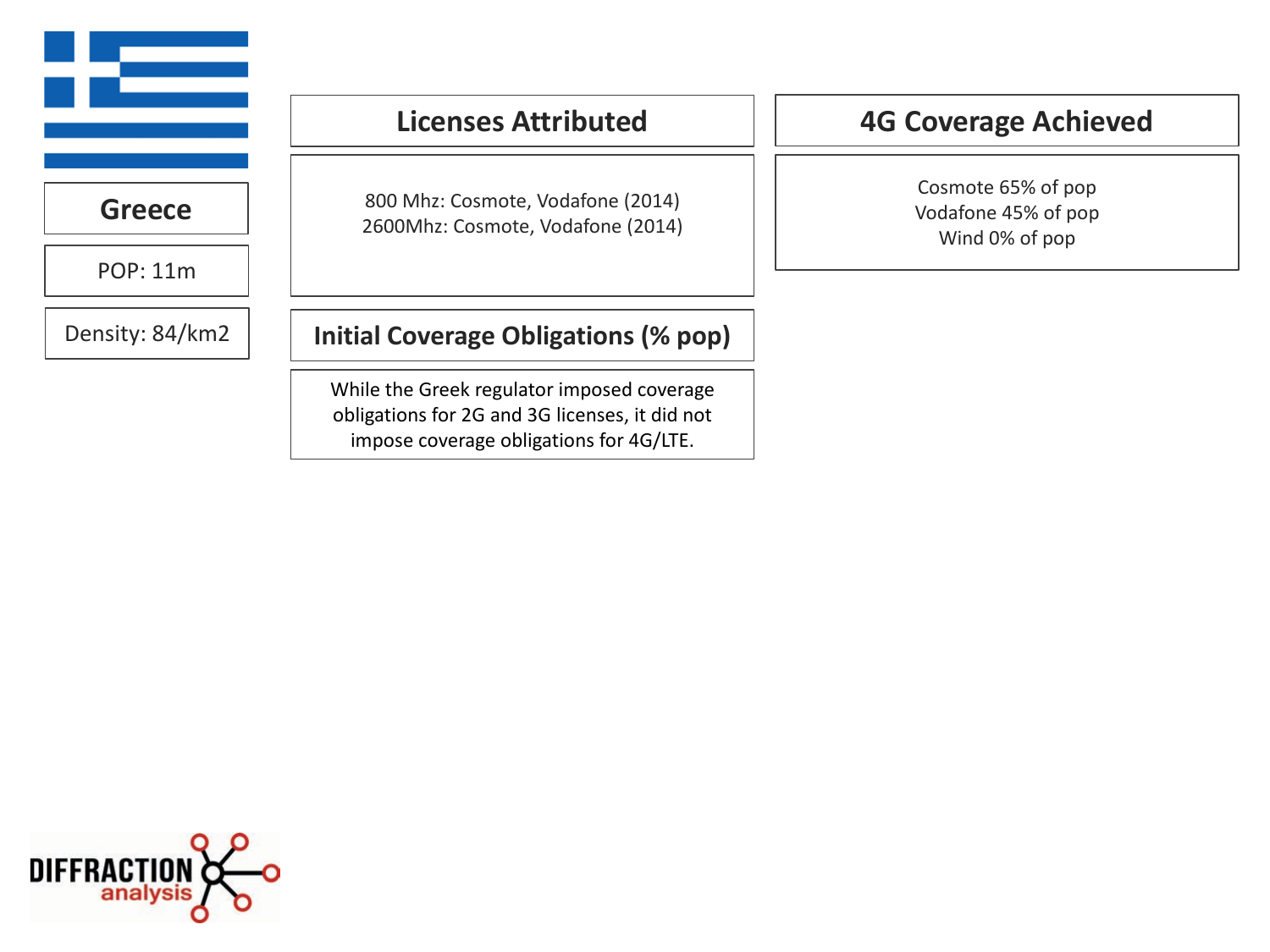# Greece

POP: 11m

Density: 84/km2

## Licenses Attributed

800 Mhz: Cosmote, Vodafone (2014)
2600Mhz: Cosmote, Vodafone (2014)

## Initial Coverage Obligations (% pop)

While the Greek regulator imposed coverage obligations for 2G and 3G licenses, it did not impose coverage obligations for 4G/LTE.

## 4G Coverage Achieved

Cosmote 65% of pop
Vodafone 45% of pop
Wind 0% of pop

DIFFRACTION analysis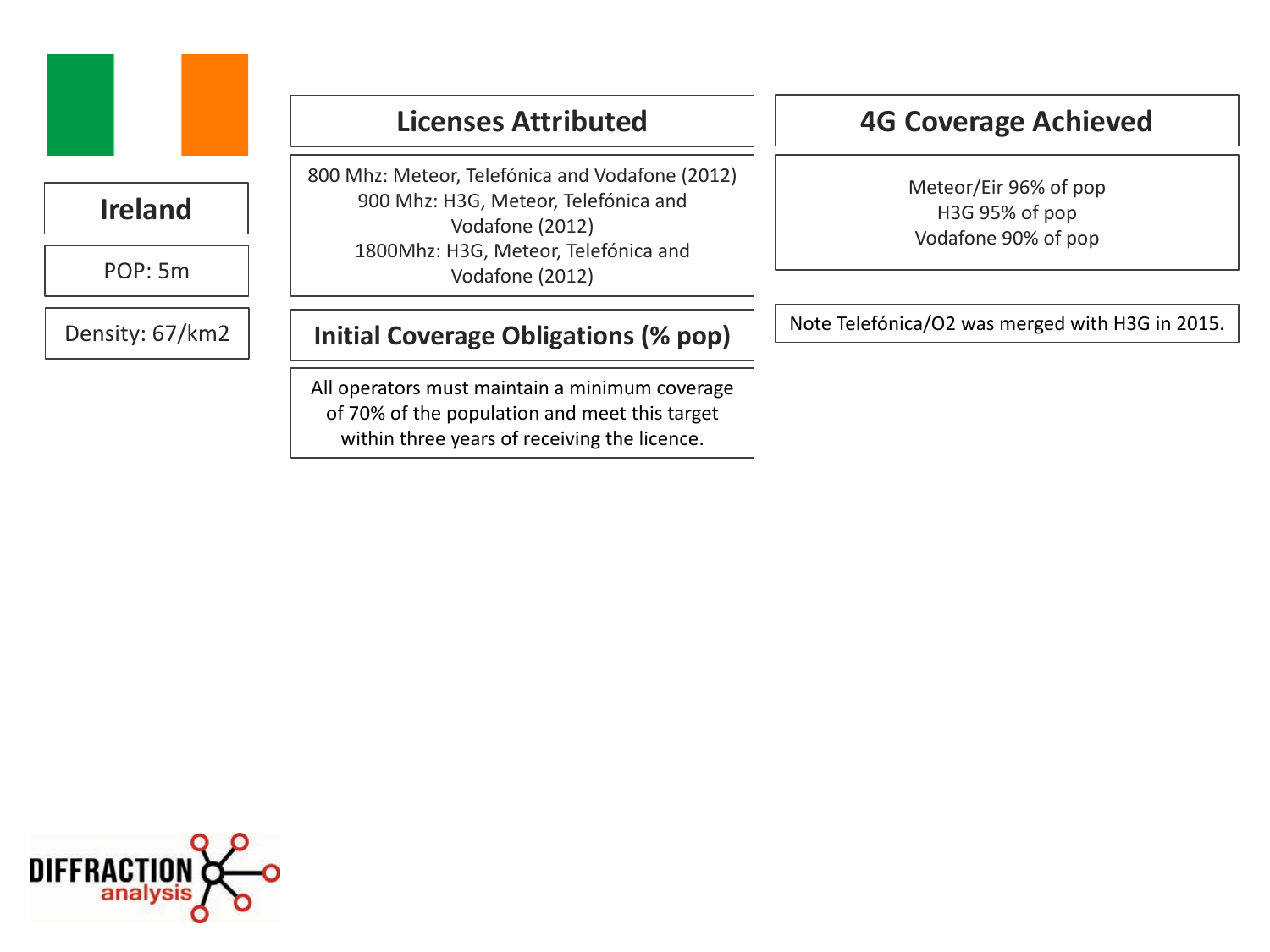# Ireland

POP: 5m

Density: 67/km2

## Licenses Attributed

800 Mhz: Meteor, Telefónica and Vodafone (2012)
900 Mhz: H3G, Meteor, Telefónica and Vodafone (2012)
1800Mhz: H3G, Meteor, Telefónica and Vodafone (2012)

## Initial Coverage Obligations (% pop)

All operators must maintain a minimum coverage of 70% of the population and meet this target within three years of receiving the licence.

## 4G Coverage Achieved

Meteor/Eir 96% of pop
H3G 95% of pop
Vodafone 90% of pop

Note Telefónica/O2 was merged with H3G in 2015.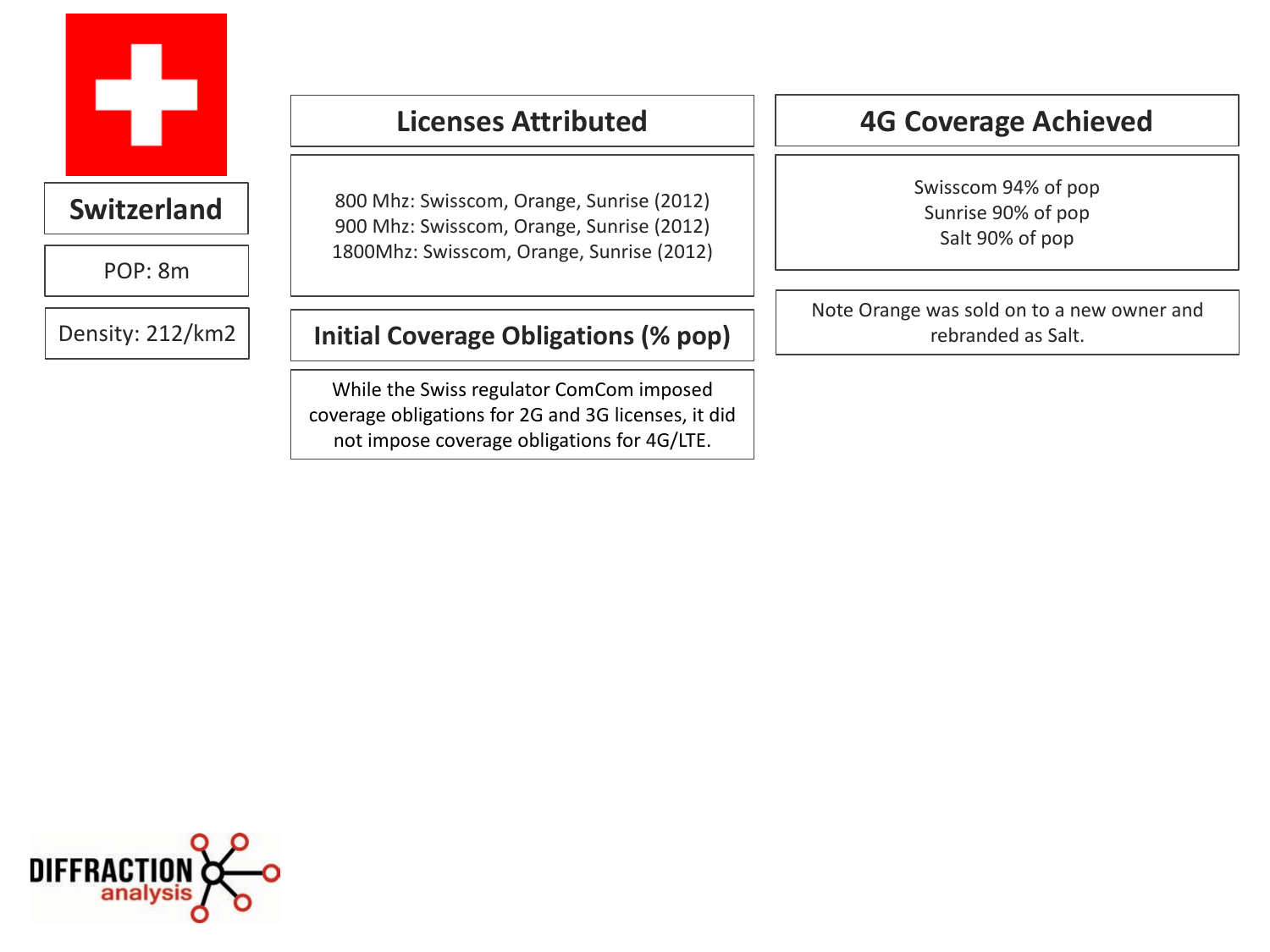# Switzerland

POP: 8m

Density: 212/km2

## Licenses Attributed

800 Mhz: Swisscom, Orange, Sunrise (2012)
900 Mhz: Swisscom, Orange, Sunrise (2012)
1800Mhz: Swisscom, Orange, Sunrise (2012)

## Initial Coverage Obligations (% pop)

While the Swiss regulator ComCom imposed coverage obligations for 2G and 3G licenses, it did not impose coverage obligations for 4G/LTE.

## 4G Coverage Achieved

Swisscom 94% of pop
Sunrise 90% of pop
Salt 90% of pop

Note Orange was sold on to a new owner and rebranded as Salt.